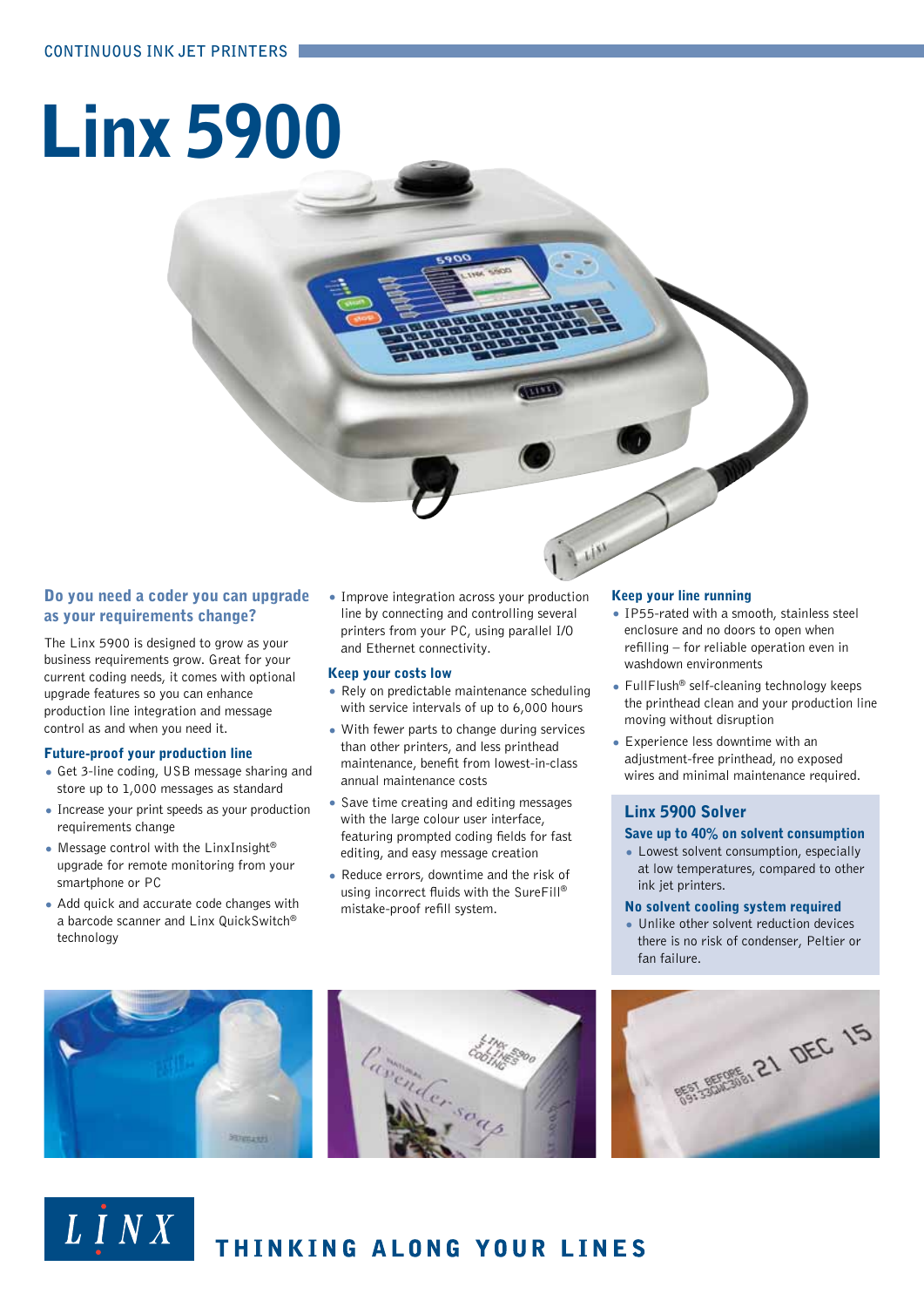CONTINUOUS INK JET PRINTERS

# Linx 5900

## Do you need a coder you can upgrade as your requirements change?

The Linx 5900 is designed to grow as your business requirements grow. Great for your current coding needs, it comes with optional upgrade features so you can enhance production line integration and message control as and when you need it.

### Future-proof your production line

- Get 3-line coding, USB message sharing and store up to 1,000 messages as standard
- Increase your print speeds as your production requirements change
- Message control with the LinxInsight® upgrade for remote monitoring from your smartphone or PC
- Add quick and accurate code changes with a barcode scanner and Linx QuickSwitch® technology
- Improve integration across your production line by connecting and controlling several printers from your PC, using parallel I/O and Ethernet connectivity.

### Keep your costs low

- Rely on predictable maintenance scheduling with service intervals of up to 6,000 hours
- With fewer parts to change during services than other printers, and less printhead maintenance, benefit from lowest-in-class annual maintenance costs
- Save time creating and editing messages with the large colour user interface, featuring prompted coding fields for fast editing, and easy message creation
- Reduce errors, downtime and the risk of using incorrect fluids with the SureFill® mistake-proof refill system.

### Keep your line running

- IP55-rated with a smooth, stainless steel enclosure and no doors to open when refilling – for reliable operation even in washdown environments
- FullFlush® self-cleaning technology keeps the printhead clean and your production line moving without disruption
- Experience less downtime with an adjustment-free printhead, no exposed wires and minimal maintenance required.

## Linx 5900 Solver

### Save up to 40% on solvent consumption

- Lowest solvent consumption, especially at low temperatures, compared to other ink jet printers.

### No solvent cooling system required

- Unlike other solvent reduction devices there is no risk of condenser, Peltier or fan failure.

LINX THINKING ALONG YOUR LINES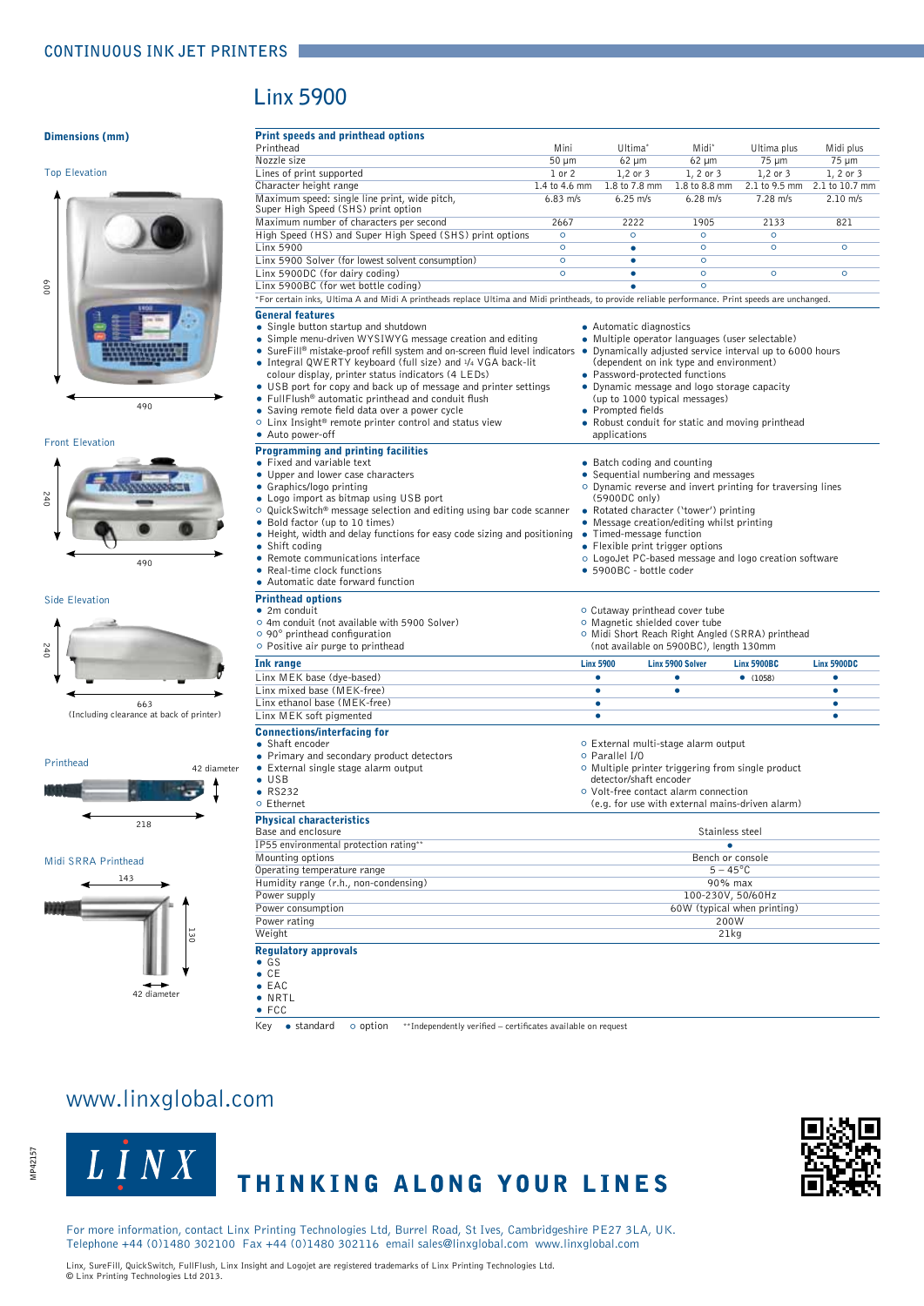CONTINUOUS INK JET PRINTERS

# Linx 5900

## Dimensions (mm)

Top Elevation

600

490

Front Elevation

240

490

Side Elevation

240

663
(Including clearance at back of printer)

Printhead

42 diameter

218

Midi SRRA Printhead

143

130

42 diameter

## Print speeds and printhead options

| Printhead | Mini | Ultima* | Midi* | Ultima plus | Midi plus |
|---|---|---|---|---|---|
| Nozzle size | 50 µm | 62 µm | 62 µm | 75 µm | 75 µm |
| Lines of print supported | 1 or 2 | 1,2 or 3 | 1, 2 or 3 | 1,2 or 3 | 1, 2 or 3 |
| Character height range | 1.4 to 4.6 mm | 1.8 to 7.8 mm | 1.8 to 8.8 mm | 2.1 to 9.5 mm | 2.1 to 10.7 mm |
| Maximum speed: single line print, wide pitch, Super High Speed (SHS) print option | 6.83 m/s | 6.25 m/s | 6.28 m/s | 7.28 m/s | 2.10 m/s |
| Maximum number of characters per second | 2667 | 2222 | 1905 | 2133 | 821 |
| High Speed (HS) and Super High Speed (SHS) print options | ○ | ○ | ○ | ○ | |
| Linx 5900 | ○ | ● | ○ | ○ | ○ |
| Linx 5900 Solver (for lowest solvent consumption) | ○ | ● | ○ | | |
| Linx 5900DC (for dairy coding) | ○ | ● | ○ | ○ | ○ |
| Linx 5900BC (for wet bottle coding) | | ● | ○ | | |

*For certain inks, Ultima A and Midi A printheads replace Ultima and Midi printheads, to provide reliable performance. Print speeds are unchanged.

## General features

- ● Single button startup and shutdown
- ● Simple menu-driven WYSIWYG message creation and editing
- ● SureFill® mistake-proof refill system and on-screen fluid level indicators
- ● Integral QWERTY keyboard (full size) and ¼ VGA back-lit colour display, printer status indicators (4 LEDs)
- ● USB port for copy and back up of message and printer settings
- ● FullFlush® automatic printhead and conduit flush
- ● Saving remote field data over a power cycle
- ○ Linx Insight® remote printer control and status view
- ● Auto power-off
- ● Automatic diagnostics
- ● Multiple operator languages (user selectable)
- ● Dynamically adjusted service interval up to 6000 hours (dependent on ink type and environment)
- ● Password-protected functions
- ● Dynamic message and logo storage capacity (up to 1000 typical messages)
- ● Prompted fields
- ● Robust conduit for static and moving printhead applications

## Programming and printing facilities

- ● Fixed and variable text
- ● Upper and lower case characters
- ● Graphics/logo printing
- ● Logo import as bitmap using USB port
- ○ QuickSwitch® message selection and editing using bar code scanner
- ● Bold factor (up to 10 times)
- ● Height, width and delay functions for easy code sizing and positioning
- ● Shift coding
- ● Remote communications interface
- ● Real-time clock functions
- ● Automatic date forward function
- ● Batch coding and counting
- ● Sequential numbering and messages
- ○ Dynamic reverse and invert printing for traversing lines (5900DC only)
- ● Rotated character ('tower') printing
- ● Message creation/editing whilst printing
- ● Timed-message function
- ● Flexible print trigger options
- ○ LogoJet PC-based message and logo creation software
- ● 5900BC - bottle coder

## Printhead options

- ● 2m conduit
- ○ 4m conduit (not available with 5900 Solver)
- ○ 90° printhead configuration
- ○ Positive air purge to printhead
- ○ Cutaway printhead cover tube
- ○ Magnetic shielded cover tube
- ○ Midi Short Reach Right Angled (SRRA) printhead (not available on 5900BC), length 130mm

## Ink range

| Ink range | Linx 5900 | Linx 5900 Solver | Linx 5900BC | Linx 5900DC |
|---|---|---|---|---|
| Linx MEK base (dye-based) | ● | ● | ● (1058) | ● |
| Linx mixed base (MEK-free) | ● | ● | | ● |
| Linx ethanol base (MEK-free) | ● | | | ● |
| Linx MEK soft pigmented | ● | | | ● |

## Connections/interfacing for

- ● Shaft encoder
- ● Primary and secondary product detectors
- ● External single stage alarm output
- ● USB
- ● RS232
- ○ Ethernet
- ○ External multi-stage alarm output
- ○ Parallel I/O
- ○ Multiple printer triggering from single product detector/shaft encoder
- ○ Volt-free contact alarm connection (e.g. for use with external mains-driven alarm)

## Physical characteristics

| | |
|---|---|
| Base and enclosure | Stainless steel |
| IP55 environmental protection rating** | ● |
| Mounting options | Bench or console |
| Operating temperature range | 5 – 45°C |
| Humidity range (r.h., non-condensing) | 90% max |
| Power supply | 100-230V, 50/60Hz |
| Power consumption | 60W (typical when printing) |
| Power rating | 200W |
| Weight | 21kg |

## Regulatory approvals

- ● GS
- ● CE
- ● EAC
- ● NRTL
- ● FCC

Key ● standard ○ option **Independently verified – certificates available on request

www.linxglobal.com

LINX THINKING ALONG YOUR LINES

MP42157

For more information, contact Linx Printing Technologies Ltd, Burrel Road, St Ives, Cambridgeshire PE27 3LA, UK.
Telephone +44 (0)1480 302100 Fax +44 (0)1480 302116 email sales@linxglobal.com www.linxglobal.com

Linx, SureFill, QuickSwitch, FullFlush, Linx Insight and Logojet are registered trademarks of Linx Printing Technologies Ltd.
© Linx Printing Technologies Ltd 2013.